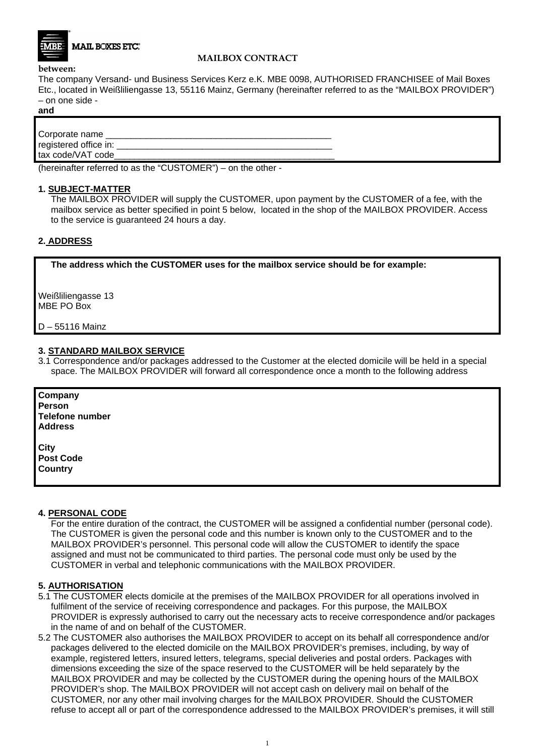# MAILBOX CONTRACT

**between:**

The company Versand- und Business Services Kerz e.K. MBE 0098, AUTHORISED FRANCHISEE of Mail Boxes Etc., located in Weißliliengasse 13, 55116 Mainz, Germany (hereinafter referred to as the "MAILBOX PROVIDER") – on one side -

**and**

Corporate name _______________________________________________
registered office in: _____________________________________________
tax code/VAT code_______________________________________________

(hereinafter referred to as the "CUSTOMER") – on the other -

**1. SUBJECT-MATTER**

The MAILBOX PROVIDER will supply the CUSTOMER, upon payment by the CUSTOMER of a fee, with the mailbox service as better specified in point 5 below, located in the shop of the MAILBOX PROVIDER. Access to the service is guaranteed 24 hours a day.

**2. ADDRESS**

**The address which the CUSTOMER uses for the mailbox service should be for example:**

Weißliliengasse 13
MBE PO Box

D – 55116 Mainz

**3. STANDARD MAILBOX SERVICE**

3.1 Correspondence and/or packages addressed to the Customer at the elected domicile will be held in a special space. The MAILBOX PROVIDER will forward all correspondence once a month to the following address

**Company**
**Person**
**Telefone number**
**Address**

**City**
**Post Code**
**Country**

**4. PERSONAL CODE**

For the entire duration of the contract, the CUSTOMER will be assigned a confidential number (personal code). The CUSTOMER is given the personal code and this number is known only to the CUSTOMER and to the MAILBOX PROVIDER's personnel. This personal code will allow the CUSTOMER to identify the space assigned and must not be communicated to third parties. The personal code must only be used by the CUSTOMER in verbal and telephonic communications with the MAILBOX PROVIDER.

**5. AUTHORISATION**

5.1 The CUSTOMER elects domicile at the premises of the MAILBOX PROVIDER for all operations involved in fulfilment of the service of receiving correspondence and packages. For this purpose, the MAILBOX PROVIDER is expressly authorised to carry out the necessary acts to receive correspondence and/or packages in the name of and on behalf of the CUSTOMER.

5.2 The CUSTOMER also authorises the MAILBOX PROVIDER to accept on its behalf all correspondence and/or packages delivered to the elected domicile on the MAILBOX PROVIDER's premises, including, by way of example, registered letters, insured letters, telegrams, special deliveries and postal orders. Packages with dimensions exceeding the size of the space reserved to the CUSTOMER will be held separately by the MAILBOX PROVIDER and may be collected by the CUSTOMER during the opening hours of the MAILBOX PROVIDER's shop. The MAILBOX PROVIDER will not accept cash on delivery mail on behalf of the CUSTOMER, nor any other mail involving charges for the MAILBOX PROVIDER. Should the CUSTOMER refuse to accept all or part of the correspondence addressed to the MAILBOX PROVIDER's premises, it will still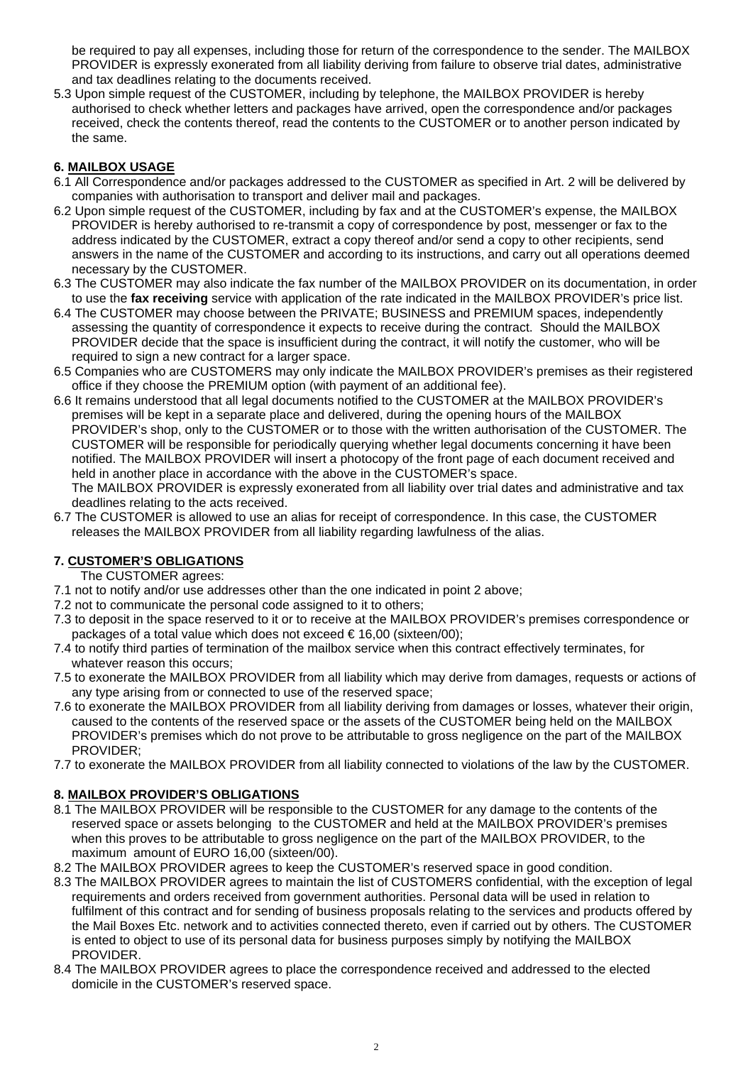be required to pay all expenses, including those for return of the correspondence to the sender. The MAILBOX PROVIDER is expressly exonerated from all liability deriving from failure to observe trial dates, administrative and tax deadlines relating to the documents received.

5.3 Upon simple request of the CUSTOMER, including by telephone, the MAILBOX PROVIDER is hereby authorised to check whether letters and packages have arrived, open the correspondence and/or packages received, check the contents thereof, read the contents to the CUSTOMER or to another person indicated by the same.

**6. MAILBOX USAGE**

6.1 All Correspondence and/or packages addressed to the CUSTOMER as specified in Art. 2 will be delivered by companies with authorisation to transport and deliver mail and packages.

6.2 Upon simple request of the CUSTOMER, including by fax and at the CUSTOMER's expense, the MAILBOX PROVIDER is hereby authorised to re-transmit a copy of correspondence by post, messenger or fax to the address indicated by the CUSTOMER, extract a copy thereof and/or send a copy to other recipients, send answers in the name of the CUSTOMER and according to its instructions, and carry out all operations deemed necessary by the CUSTOMER.

6.3 The CUSTOMER may also indicate the fax number of the MAILBOX PROVIDER on its documentation, in order to use the **fax receiving** service with application of the rate indicated in the MAILBOX PROVIDER's price list.

6.4 The CUSTOMER may choose between the PRIVATE; BUSINESS and PREMIUM spaces, independently assessing the quantity of correspondence it expects to receive during the contract. Should the MAILBOX PROVIDER decide that the space is insufficient during the contract, it will notify the customer, who will be required to sign a new contract for a larger space.

6.5 Companies who are CUSTOMERS may only indicate the MAILBOX PROVIDER's premises as their registered office if they choose the PREMIUM option (with payment of an additional fee).

6.6 It remains understood that all legal documents notified to the CUSTOMER at the MAILBOX PROVIDER's premises will be kept in a separate place and delivered, during the opening hours of the MAILBOX PROVIDER's shop, only to the CUSTOMER or to those with the written authorisation of the CUSTOMER. The CUSTOMER will be responsible for periodically querying whether legal documents concerning it have been notified. The MAILBOX PROVIDER will insert a photocopy of the front page of each document received and held in another place in accordance with the above in the CUSTOMER's space.
The MAILBOX PROVIDER is expressly exonerated from all liability over trial dates and administrative and tax deadlines relating to the acts received.

6.7 The CUSTOMER is allowed to use an alias for receipt of correspondence. In this case, the CUSTOMER releases the MAILBOX PROVIDER from all liability regarding lawfulness of the alias.

**7. CUSTOMER'S OBLIGATIONS**

The CUSTOMER agrees:

7.1 not to notify and/or use addresses other than the one indicated in point 2 above;

7.2 not to communicate the personal code assigned to it to others;

7.3 to deposit in the space reserved to it or to receive at the MAILBOX PROVIDER's premises correspondence or packages of a total value which does not exceed € 16,00 (sixteen/00);

7.4 to notify third parties of termination of the mailbox service when this contract effectively terminates, for whatever reason this occurs;

7.5 to exonerate the MAILBOX PROVIDER from all liability which may derive from damages, requests or actions of any type arising from or connected to use of the reserved space;

7.6 to exonerate the MAILBOX PROVIDER from all liability deriving from damages or losses, whatever their origin, caused to the contents of the reserved space or the assets of the CUSTOMER being held on the MAILBOX PROVIDER's premises which do not prove to be attributable to gross negligence on the part of the MAILBOX PROVIDER;

7.7 to exonerate the MAILBOX PROVIDER from all liability connected to violations of the law by the CUSTOMER.

**8. MAILBOX PROVIDER'S OBLIGATIONS**

8.1 The MAILBOX PROVIDER will be responsible to the CUSTOMER for any damage to the contents of the reserved space or assets belonging to the CUSTOMER and held at the MAILBOX PROVIDER's premises when this proves to be attributable to gross negligence on the part of the MAILBOX PROVIDER, to the maximum amount of EURO 16,00 (sixteen/00).

8.2 The MAILBOX PROVIDER agrees to keep the CUSTOMER's reserved space in good condition.

8.3 The MAILBOX PROVIDER agrees to maintain the list of CUSTOMERS confidential, with the exception of legal requirements and orders received from government authorities. Personal data will be used in relation to fulfilment of this contract and for sending of business proposals relating to the services and products offered by the Mail Boxes Etc. network and to activities connected thereto, even if carried out by others. The CUSTOMER is ented to object to use of its personal data for business purposes simply by notifying the MAILBOX PROVIDER.

8.4 The MAILBOX PROVIDER agrees to place the correspondence received and addressed to the elected domicile in the CUSTOMER's reserved space.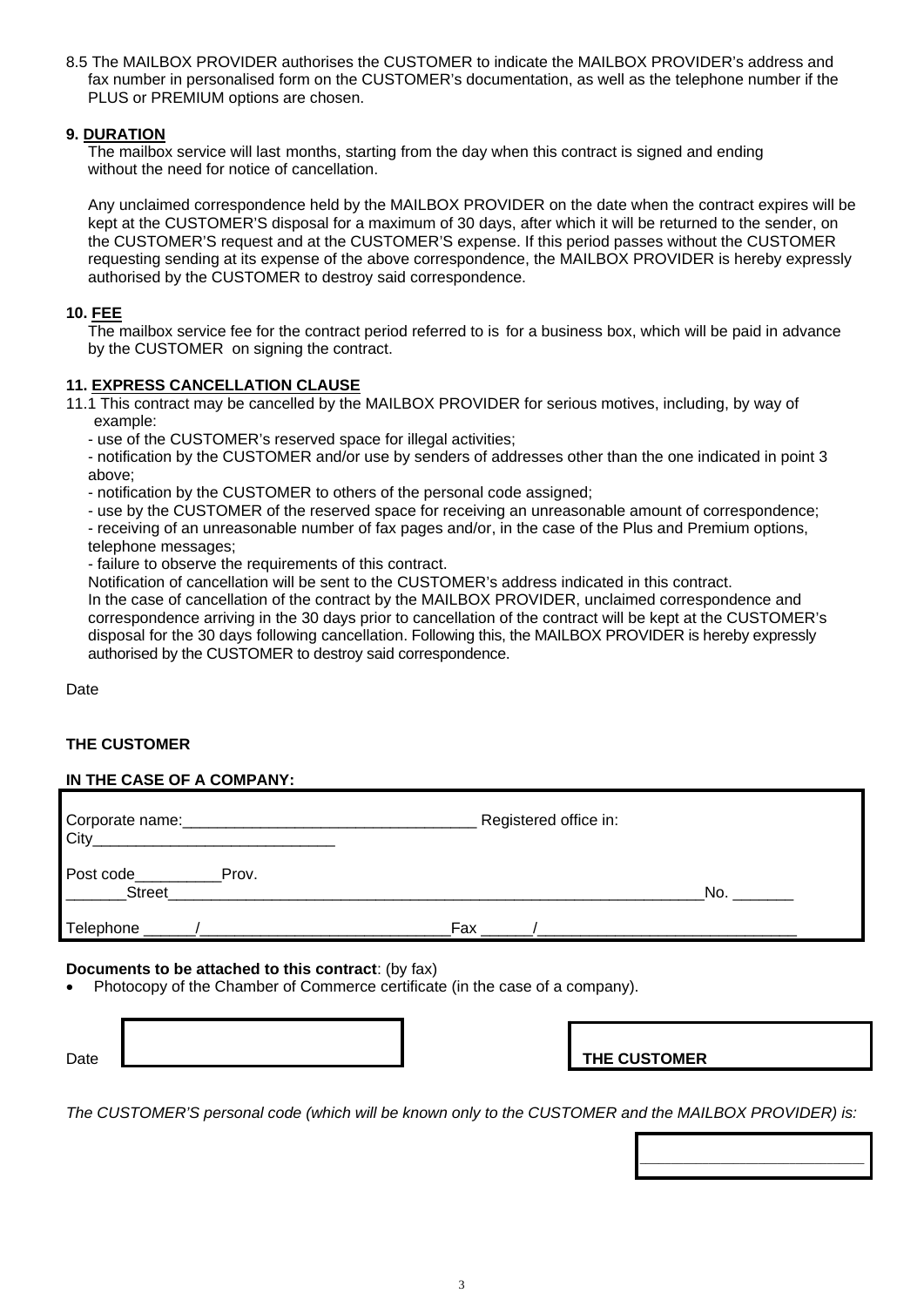8.5 The MAILBOX PROVIDER authorises the CUSTOMER to indicate the MAILBOX PROVIDER's address and fax number in personalised form on the CUSTOMER's documentation, as well as the telephone number if the PLUS or PREMIUM options are chosen.

**9. DURATION**

The mailbox service will last months, starting from the day when this contract is signed and ending without the need for notice of cancellation.

Any unclaimed correspondence held by the MAILBOX PROVIDER on the date when the contract expires will be kept at the CUSTOMER'S disposal for a maximum of 30 days, after which it will be returned to the sender, on the CUSTOMER'S request and at the CUSTOMER'S expense. If this period passes without the CUSTOMER requesting sending at its expense of the above correspondence, the MAILBOX PROVIDER is hereby expressly authorised by the CUSTOMER to destroy said correspondence.

**10. FEE**

The mailbox service fee for the contract period referred to is for a business box, which will be paid in advance by the CUSTOMER on signing the contract.

**11. EXPRESS CANCELLATION CLAUSE**

11.1 This contract may be cancelled by the MAILBOX PROVIDER for serious motives, including, by way of example:

- use of the CUSTOMER's reserved space for illegal activities;
- notification by the CUSTOMER and/or use by senders of addresses other than the one indicated in point 3 above;
- notification by the CUSTOMER to others of the personal code assigned;
- use by the CUSTOMER of the reserved space for receiving an unreasonable amount of correspondence;
- receiving of an unreasonable number of fax pages and/or, in the case of the Plus and Premium options, telephone messages;
- failure to observe the requirements of this contract.

Notification of cancellation will be sent to the CUSTOMER's address indicated in this contract.
In the case of cancellation of the contract by the MAILBOX PROVIDER, unclaimed correspondence and correspondence arriving in the 30 days prior to cancellation of the contract will be kept at the CUSTOMER's disposal for the 30 days following cancellation. Following this, the MAILBOX PROVIDER is hereby expressly authorised by the CUSTOMER to destroy said correspondence.

Date

**THE CUSTOMER**

**IN THE CASE OF A COMPANY:**

Corporate name:__________________________________ Registered office in:
City____________________________

Post code__________Prov.
_______Street__________________________________________________________________No. _______

Telephone ______/_____________________________Fax ______/______________________________

**Documents to be attached to this contract**: (by fax)

- Photocopy of the Chamber of Commerce certificate (in the case of a company).

Date

**THE CUSTOMER**

*The CUSTOMER'S personal code (which will be known only to the CUSTOMER and the MAILBOX PROVIDER) is:*

_________________________